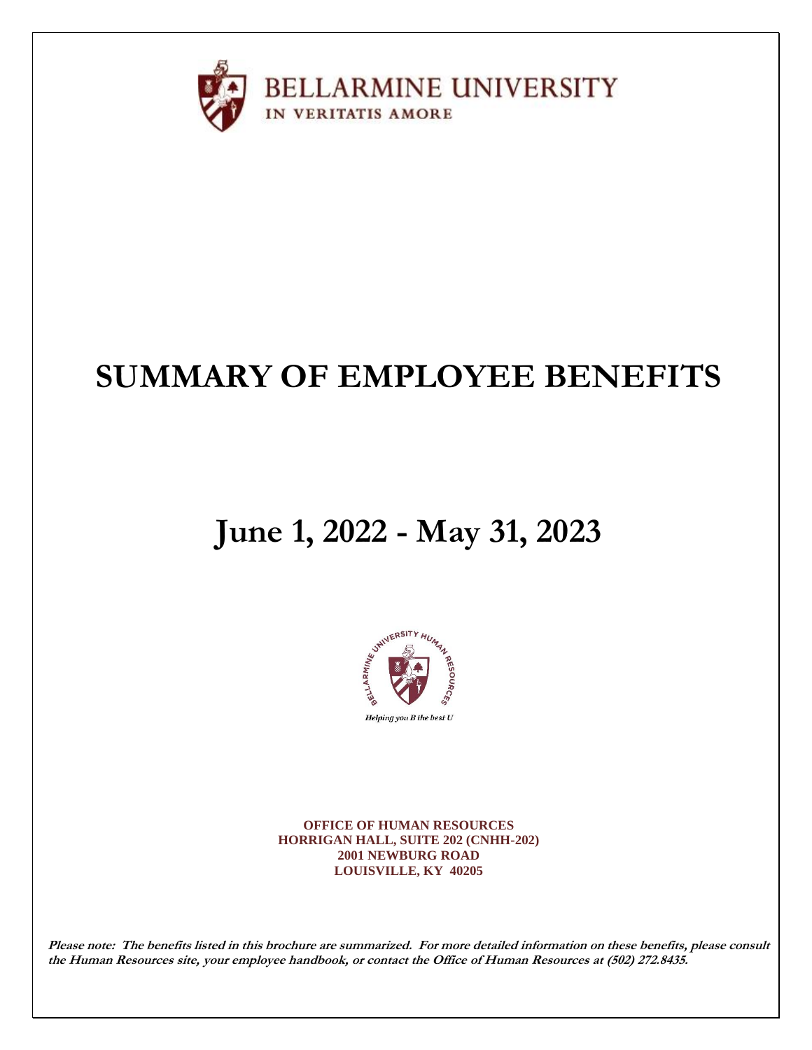BELLARMINE UNIVERSITY

IN VERITATIS AMORE

# SUMMARY OF EMPLOYEE BENEFITS

# June 1, 2022 - May 31, 2023

BELLARMINE UNIVERSITY HUMAN RESOURCES

*Helping you B the best U*

**OFFICE OF HUMAN RESOURCES**
**HORRIGAN HALL, SUITE 202 (CNHH-202)**
**2001 NEWBURG ROAD**
**LOUISVILLE, KY 40205**

***Please note: The benefits listed in this brochure are summarized. For more detailed information on these benefits, please consult the Human Resources site, your employee handbook, or contact the Office of Human Resources at (502) 272.8435.***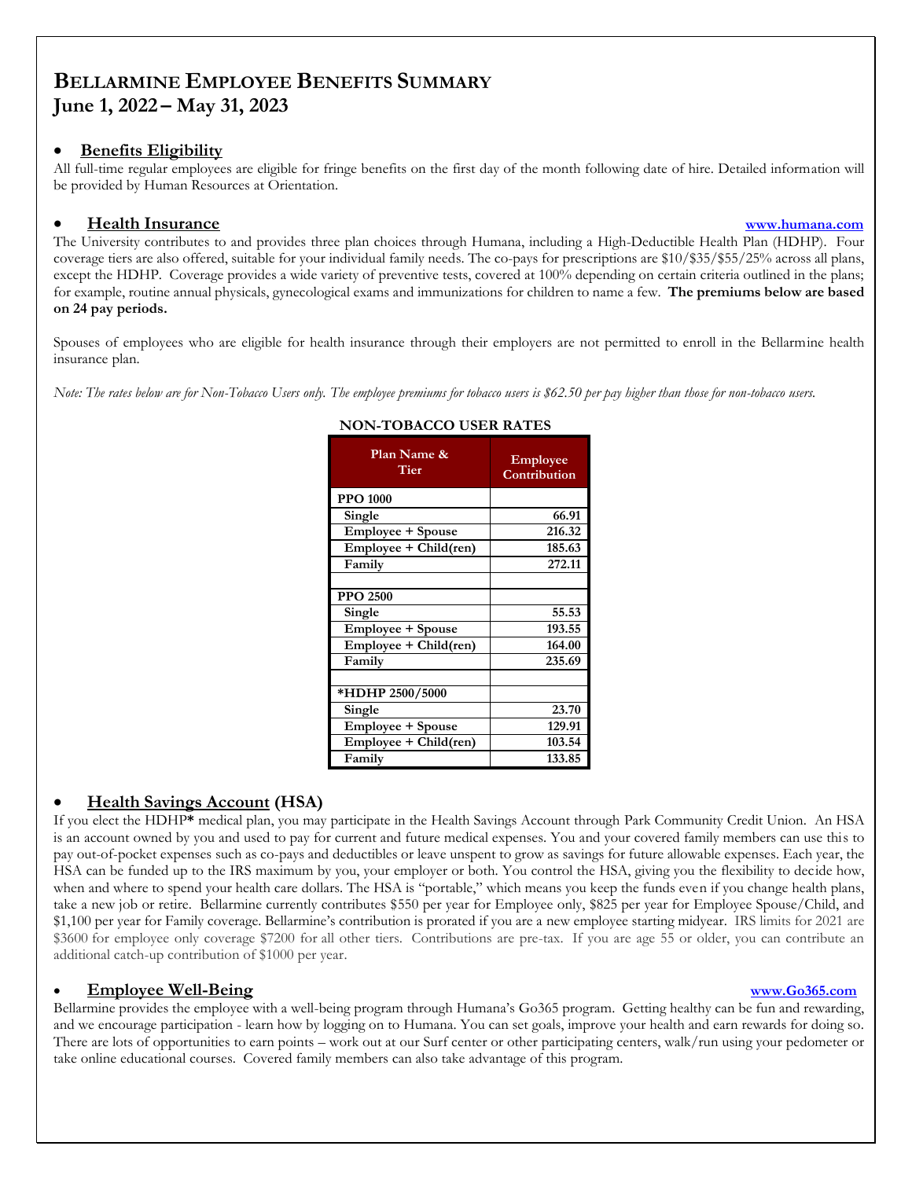# Bellarmine Employee Benefits Summary
## June 1, 2022 – May 31, 2023

- **Benefits Eligibility**

All full-time regular employees are eligible for fringe benefits on the first day of the month following date of hire. Detailed information will be provided by Human Resources at Orientation.

- **Health Insurance** www.humana.com

The University contributes to and provides three plan choices through Humana, including a High-Deductible Health Plan (HDHP). Four coverage tiers are also offered, suitable for your individual family needs. The co-pays for prescriptions are $10/$35/$55/25% across all plans, except the HDHP. Coverage provides a wide variety of preventive tests, covered at 100% depending on certain criteria outlined in the plans; for example, routine annual physicals, gynecological exams and immunizations for children to name a few. **The premiums below are based on 24 pay periods.**

Spouses of employees who are eligible for health insurance through their employers are not permitted to enroll in the Bellarmine health insurance plan.

*Note: The rates below are for Non-Tobacco Users only. The employee premiums for tobacco users is $62.50 per pay higher than those for non-tobacco users.*

**NON-TOBACCO USER RATES**

| Plan Name & Tier | Employee Contribution |
|---|---|
| **PPO 1000** | |
| Single | 66.91 |
| Employee + Spouse | 216.32 |
| Employee + Child(ren) | 185.63 |
| Family | 272.11 |
| | |
| **PPO 2500** | |
| Single | 55.53 |
| Employee + Spouse | 193.55 |
| Employee + Child(ren) | 164.00 |
| Family | 235.69 |
| | |
| **\*HDHP 2500/5000** | |
| Single | 23.70 |
| Employee + Spouse | 129.91 |
| Employee + Child(ren) | 103.54 |
| Family | 133.85 |

- **Health Savings Account (HSA)**

If you elect the HDHP* medical plan, you may participate in the Health Savings Account through Park Community Credit Union. An HSA is an account owned by you and used to pay for current and future medical expenses. You and your covered family members can use this to pay out-of-pocket expenses such as co-pays and deductibles or leave unspent to grow as savings for future allowable expenses. Each year, the HSA can be funded up to the IRS maximum by you, your employer or both. You control the HSA, giving you the flexibility to decide how, when and where to spend your health care dollars. The HSA is "portable," which means you keep the funds even if you change health plans, take a new job or retire. Bellarmine currently contributes $550 per year for Employee only, $825 per year for Employee Spouse/Child, and $1,100 per year for Family coverage. Bellarmine's contribution is prorated if you are a new employee starting midyear. IRS limits for 2021 are $3600 for employee only coverage $7200 for all other tiers. Contributions are pre-tax. If you are age 55 or older, you can contribute an additional catch-up contribution of $1000 per year.

- **Employee Well-Being** www.Go365.com

Bellarmine provides the employee with a well-being program through Humana's Go365 program. Getting healthy can be fun and rewarding, and we encourage participation - learn how by logging on to Humana. You can set goals, improve your health and earn rewards for doing so. There are lots of opportunities to earn points – work out at our Surf center or other participating centers, walk/run using your pedometer or take online educational courses. Covered family members can also take advantage of this program.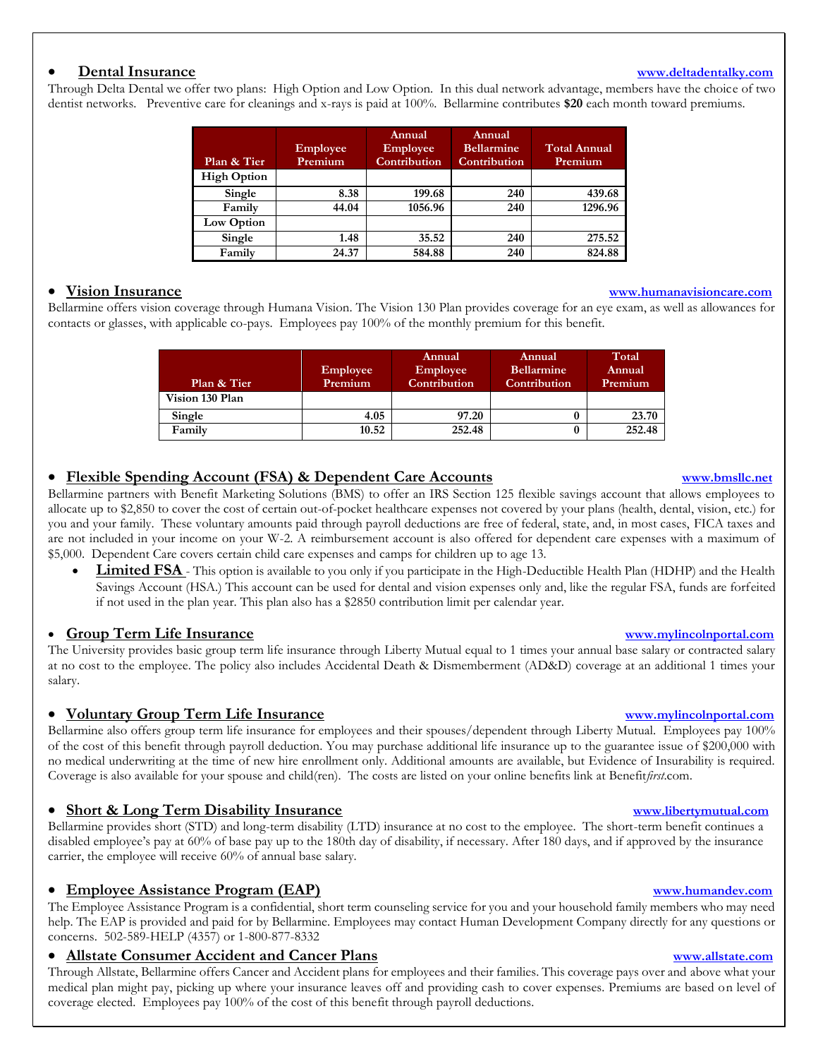- ## Dental Insurance

www.deltadentalky.com

Through Delta Dental we offer two plans: High Option and Low Option. In this dual network advantage, members have the choice of two dentist networks. Preventive care for cleanings and x-rays is paid at 100%. Bellarmine contributes **$20** each month toward premiums.

| Plan & Tier | Employee Premium | Annual Employee Contribution | Annual Bellarmine Contribution | Total Annual Premium |
|---|---|---|---|---|
| **High Option** | | | | |
| Single | 8.38 | 199.68 | 240 | 439.68 |
| Family | 44.04 | 1056.96 | 240 | 1296.96 |
| **Low Option** | | | | |
| Single | 1.48 | 35.52 | 240 | 275.52 |
| Family | 24.37 | 584.88 | 240 | 824.88 |

- ## Vision Insurance

www.humanavisioncare.com

Bellarmine offers vision coverage through Humana Vision. The Vision 130 Plan provides coverage for an eye exam, as well as allowances for contacts or glasses, with applicable co-pays. Employees pay 100% of the monthly premium for this benefit.

| Plan & Tier | Employee Premium | Annual Employee Contribution | Annual Bellarmine Contribution | Total Annual Premium |
|---|---|---|---|---|
| **Vision 130 Plan** | | | | |
| Single | 4.05 | 97.20 | 0 | 23.70 |
| Family | 10.52 | 252.48 | 0 | 252.48 |

- ## Flexible Spending Account (FSA) & Dependent Care Accounts

www.bmsllc.net

Bellarmine partners with Benefit Marketing Solutions (BMS) to offer an IRS Section 125 flexible savings account that allows employees to allocate up to $2,850 to cover the cost of certain out-of-pocket healthcare expenses not covered by your plans (health, dental, vision, etc.) for you and your family. These voluntary amounts paid through payroll deductions are free of federal, state, and, in most cases, FICA taxes and are not included in your income on your W-2. A reimbursement account is also offered for dependent care expenses with a maximum of $5,000. Dependent Care covers certain child care expenses and camps for children up to age 13.

- **Limited FSA** - This option is available to you only if you participate in the High-Deductible Health Plan (HDHP) and the Health Savings Account (HSA.) This account can be used for dental and vision expenses only and, like the regular FSA, funds are forfeited if not used in the plan year. This plan also has a $2850 contribution limit per calendar year.

- ## Group Term Life Insurance

www.mylincolnportal.com

The University provides basic group term life insurance through Liberty Mutual equal to 1 times your annual base salary or contracted salary at no cost to the employee. The policy also includes Accidental Death & Dismemberment (AD&D) coverage at an additional 1 times your salary.

- ## Voluntary Group Term Life Insurance

www.mylincolnportal.com

Bellarmine also offers group term life insurance for employees and their spouses/dependent through Liberty Mutual. Employees pay 100% of the cost of this benefit through payroll deduction. You may purchase additional life insurance up to the guarantee issue of $200,000 with no medical underwriting at the time of new hire enrollment only. Additional amounts are available, but Evidence of Insurability is required. Coverage is also available for your spouse and child(ren). The costs are listed on your online benefits link at Benefit*first*.com.

- ## Short & Long Term Disability Insurance

www.libertymutual.com

Bellarmine provides short (STD) and long-term disability (LTD) insurance at no cost to the employee. The short-term benefit continues a disabled employee's pay at 60% of base pay up to the 180th day of disability, if necessary. After 180 days, and if approved by the insurance carrier, the employee will receive 60% of annual base salary.

- ## Employee Assistance Program (EAP)

www.humandev.com

The Employee Assistance Program is a confidential, short term counseling service for you and your household family members who may need help. The EAP is provided and paid for by Bellarmine. Employees may contact Human Development Company directly for any questions or concerns. 502-589-HELP (4357) or 1-800-877-8332

- ## Allstate Consumer Accident and Cancer Plans

www.allstate.com

Through Allstate, Bellarmine offers Cancer and Accident plans for employees and their families. This coverage pays over and above what your medical plan might pay, picking up where your insurance leaves off and providing cash to cover expenses. Premiums are based on level of coverage elected. Employees pay 100% of the cost of this benefit through payroll deductions.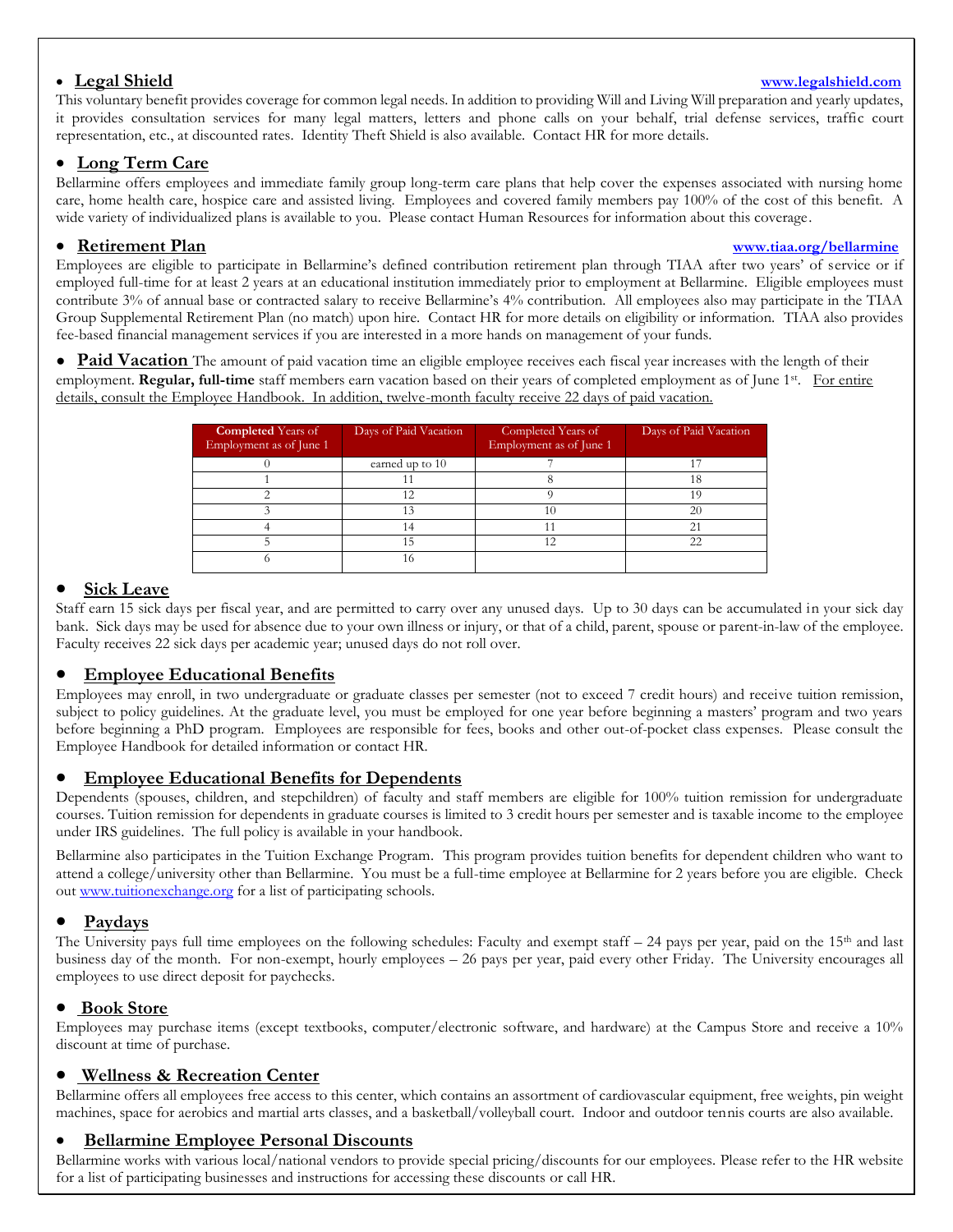- **Legal Shield** www.legalshield.com

This voluntary benefit provides coverage for common legal needs. In addition to providing Will and Living Will preparation and yearly updates, it provides consultation services for many legal matters, letters and phone calls on your behalf, trial defense services, traffic court representation, etc., at discounted rates. Identity Theft Shield is also available. Contact HR for more details.

- **Long Term Care**

Bellarmine offers employees and immediate family group long-term care plans that help cover the expenses associated with nursing home care, home health care, hospice care and assisted living. Employees and covered family members pay 100% of the cost of this benefit. A wide variety of individualized plans is available to you. Please contact Human Resources for information about this coverage.

- **Retirement Plan** www.tiaa.org/bellarmine

Employees are eligible to participate in Bellarmine's defined contribution retirement plan through TIAA after two years' of service or if employed full-time for at least 2 years at an educational institution immediately prior to employment at Bellarmine. Eligible employees must contribute 3% of annual base or contracted salary to receive Bellarmine's 4% contribution. All employees also may participate in the TIAA Group Supplemental Retirement Plan (no match) upon hire. Contact HR for more details on eligibility or information. TIAA also provides fee-based financial management services if you are interested in a more hands on management of your funds.

- **Paid Vacation** The amount of paid vacation time an eligible employee receives each fiscal year increases with the length of their employment. **Regular, full-time** staff members earn vacation based on their years of completed employment as of June 1st. For entire details, consult the Employee Handbook. In addition, twelve-month faculty receive 22 days of paid vacation.

| **Completed** Years of Employment as of June 1 | Days of Paid Vacation | Completed Years of Employment as of June 1 | Days of Paid Vacation |
|---|---|---|---|
| 0 | earned up to 10 | 7 | 17 |
| 1 | 11 | 8 | 18 |
| 2 | 12 | 9 | 19 |
| 3 | 13 | 10 | 20 |
| 4 | 14 | 11 | 21 |
| 5 | 15 | 12 | 22 |
| 6 | 16 | | |

- **Sick Leave**

Staff earn 15 sick days per fiscal year, and are permitted to carry over any unused days. Up to 30 days can be accumulated in your sick day bank. Sick days may be used for absence due to your own illness or injury, or that of a child, parent, spouse or parent-in-law of the employee. Faculty receives 22 sick days per academic year; unused days do not roll over.

- **Employee Educational Benefits**

Employees may enroll, in two undergraduate or graduate classes per semester (not to exceed 7 credit hours) and receive tuition remission, subject to policy guidelines. At the graduate level, you must be employed for one year before beginning a masters' program and two years before beginning a PhD program. Employees are responsible for fees, books and other out-of-pocket class expenses. Please consult the Employee Handbook for detailed information or contact HR.

- **Employee Educational Benefits for Dependents**

Dependents (spouses, children, and stepchildren) of faculty and staff members are eligible for 100% tuition remission for undergraduate courses. Tuition remission for dependents in graduate courses is limited to 3 credit hours per semester and is taxable income to the employee under IRS guidelines. The full policy is available in your handbook.

Bellarmine also participates in the Tuition Exchange Program. This program provides tuition benefits for dependent children who want to attend a college/university other than Bellarmine. You must be a full-time employee at Bellarmine for 2 years before you are eligible. Check out www.tuitionexchange.org for a list of participating schools.

- **Paydays**

The University pays full time employees on the following schedules: Faculty and exempt staff – 24 pays per year, paid on the 15th and last business day of the month. For non-exempt, hourly employees – 26 pays per year, paid every other Friday. The University encourages all employees to use direct deposit for paychecks.

- **Book Store**

Employees may purchase items (except textbooks, computer/electronic software, and hardware) at the Campus Store and receive a 10% discount at time of purchase.

- **Wellness & Recreation Center**

Bellarmine offers all employees free access to this center, which contains an assortment of cardiovascular equipment, free weights, pin weight machines, space for aerobics and martial arts classes, and a basketball/volleyball court. Indoor and outdoor tennis courts are also available.

- **Bellarmine Employee Personal Discounts**

Bellarmine works with various local/national vendors to provide special pricing/discounts for our employees. Please refer to the HR website for a list of participating businesses and instructions for accessing these discounts or call HR.